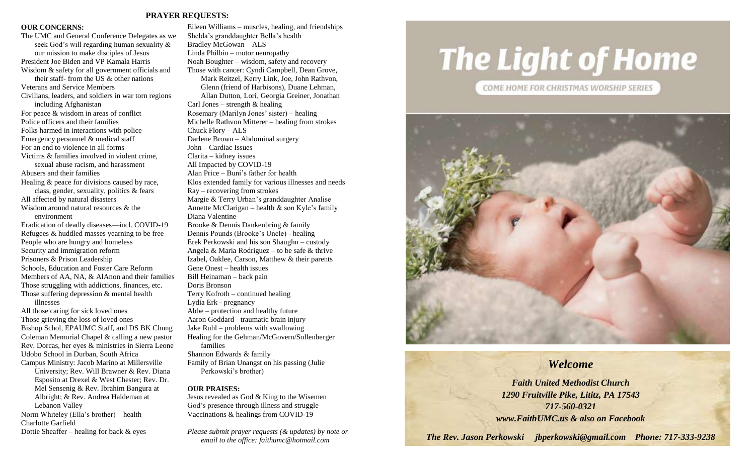## PRAYER REQUESTS:

**OUR CONCERNS:**

The UMC and General Conference Delegates as we seek God's will regarding human sexuality & our mission to make disciples of Jesus
President Joe Biden and VP Kamala Harris
Wisdom & safety for all government officials and their staff- from the US & other nations
Veterans and Service Members
Civilians, leaders, and soldiers in war torn regions including Afghanistan
For peace & wisdom in areas of conflict
Police officers and their families
Folks harmed in interactions with police
Emergency personnel & medical staff
For an end to violence in all forms
Victims & families involved in violent crime, sexual abuse racism, and harassment
Abusers and their families
Healing & peace for divisions caused by race, class, gender, sexuality, politics & fears
All affected by natural disasters
Wisdom around natural resources & the environment
Eradication of deadly diseases—incl. COVID-19
Refugees & huddled masses yearning to be free
People who are hungry and homeless
Security and immigration reform
Prisoners & Prison Leadership
Schools, Education and Foster Care Reform
Members of AA, NA, & AlAnon and their families
Those struggling with addictions, finances, etc.
Those suffering depression & mental health illnesses
All those caring for sick loved ones
Those grieving the loss of loved ones
Bishop Schol, EPAUMC Staff, and DS BK Chung
Coleman Memorial Chapel & calling a new pastor
Rev. Dorcas, her eyes & ministries in Sierra Leone
Udobo School in Durban, South Africa
Campus Ministry: Jacob Marino at Millersville University; Rev. Will Brawner & Rev. Diana Esposito at Drexel & West Chester; Rev. Dr. Mel Sensenig & Rev. Ibrahim Bangura at Albright; & Rev. Andrea Haldeman at Lebanon Valley
Norm Whiteley (Ella's brother) – health
Charlotte Garfield
Dottie Sheaffer – healing for back & eyes
Eileen Williams – muscles, healing, and friendships
Shelda's granddaughter Bella's health
Bradley McGowan – ALS
Linda Philbin – motor neuropathy
Noah Boughter – wisdom, safety and recovery
Those with cancer: Cyndi Campbell, Dean Grove, Mark Reitzel, Kerry Link, Joe, John Rathvon, Glenn (friend of Harbisons), Duane Lehman, Allan Dutton, Lori, Georgia Greiner, Jonathan
Carl Jones – strength & healing
Rosemary (Marilyn Jones' sister) – healing
Michelle Rathvon Mitterer – healing from strokes
Chuck Flory – ALS
Darlene Brown – Abdominal surgery
John – Cardiac Issues
Clarita – kidney issues
All Impacted by COVID-19
Alan Price – Buni's father for health
Klos extended family for various illnesses and needs
Ray – recovering from strokes
Margie & Terry Urban's granddaughter Analise
Annette McClarigan – health & son Kyle's family
Diana Valentine
Brooke & Dennis Dankenbring & family
Dennis Pounds (Brooke's Uncle) - healing
Erek Perkowski and his son Shaughn – custody
Angela & Maria Rodriguez – to be safe & thrive
Izabel, Oaklee, Carson, Matthew & their parents
Gene Onest – health issues
Bill Heinaman – back pain
Doris Bronson
Terry Kofroth – continued healing
Lydia Erk - pregnancy
Abbe – protection and healthy future
Aaron Goddard - traumatic brain injury
Jake Ruhl – problems with swallowing
Healing for the Gehman/McGovern/Sollenberger families
Shannon Edwards & family
Family of Brian Unangst on his passing (Julie Perkowski's brother)

**OUR PRAISES:**

Jesus revealed as God & King to the Wisemen
God's presence through illness and struggle
Vaccinations & healings from COVID-19

*Please submit prayer requests (& updates) by note or email to the office: faithumc@hotmail.com*

# The Light of Home

COME HOME FOR CHRISTMAS WORSHIP SERIES

## *Welcome*

***Faith United Methodist Church***
***1290 Fruitville Pike, Lititz, PA 17543***
***717-560-0321***
***www.FaithUMC.us & also on Facebook***

***The Rev. Jason Perkowski jbperkowski@gmail.com Phone: 717-333-9238***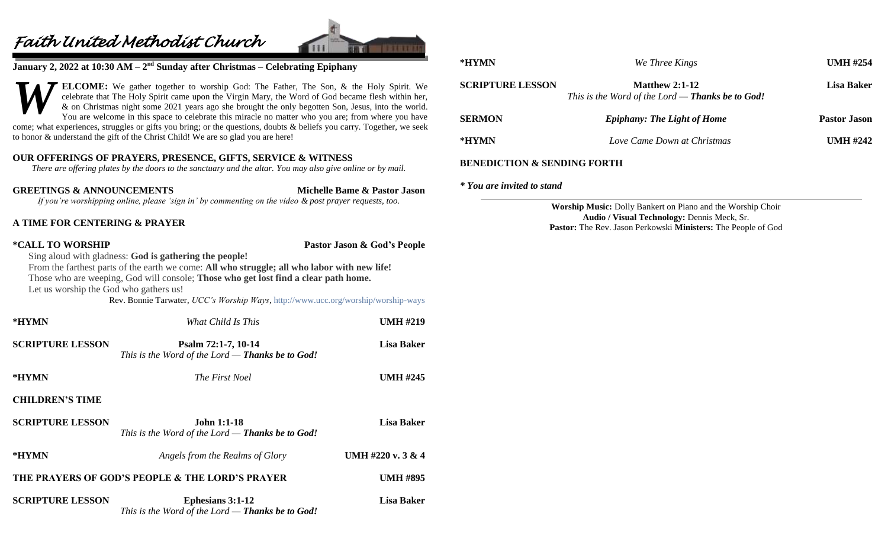# *Faith United Methodist Church*

## January 2, 2022 at 10:30 AM – 2nd Sunday after Christmas – Celebrating Epiphany

**WELCOME:** We gather together to worship God: The Father, The Son, & the Holy Spirit. We celebrate that The Holy Spirit came upon the Virgin Mary, the Word of God became flesh within her, & on Christmas night some 2021 years ago she brought the only begotten Son, Jesus, into the world. You are welcome in this space to celebrate this miracle no matter who you are; from where you have come; what experiences, struggles or gifts you bring; or the questions, doubts & beliefs you carry. Together, we seek to honor & understand the gift of the Christ Child! We are so glad you are here!

**OUR OFFERINGS OF PRAYERS, PRESENCE, GIFTS, SERVICE & WITNESS**

*There are offering plates by the doors to the sanctuary and the altar. You may also give online or by mail.*

**GREETINGS & ANNOUNCEMENTS** — **Michelle Bame & Pastor Jason**

*If you're worshipping online, please 'sign in' by commenting on the video & post prayer requests, too.*

**A TIME FOR CENTERING & PRAYER**

**\*CALL TO WORSHIP** — **Pastor Jason & God's People**

Sing aloud with gladness: **God is gathering the people!**
From the farthest parts of the earth we come: **All who struggle; all who labor with new life!**
Those who are weeping, God will console; **Those who get lost find a clear path home.**
Let us worship the God who gathers us!

Rev. Bonnie Tarwater, *UCC's Worship Ways*, http://www.ucc.org/worship/worship-ways

**\*HYMN** — *What Child Is This* — **UMH #219**

**SCRIPTURE LESSON** — **Psalm 72:1-7, 10-14** — **Lisa Baker**
*This is the Word of the Lord — **Thanks be to God!***

**\*HYMN** — *The First Noel* — **UMH #245**

**CHILDREN'S TIME**

**SCRIPTURE LESSON** — **John 1:1-18** — **Lisa Baker**
*This is the Word of the Lord — **Thanks be to God!***

**\*HYMN** — *Angels from the Realms of Glory* — **UMH #220 v. 3 & 4**

**THE PRAYERS OF GOD'S PEOPLE & THE LORD'S PRAYER** — **UMH #895**

**SCRIPTURE LESSON** — **Ephesians 3:1-12** — **Lisa Baker**
*This is the Word of the Lord — **Thanks be to God!***

**\*HYMN** — *We Three Kings* — **UMH #254**

**SCRIPTURE LESSON** — **Matthew 2:1-12** — **Lisa Baker**
*This is the Word of the Lord — **Thanks be to God!***

**SERMON** — ***Epiphany: The Light of Home*** — **Pastor Jason**

**\*HYMN** — *Love Came Down at Christmas* — **UMH #242**

**BENEDICTION & SENDING FORTH**

***\* You are invited to stand***

---

**Worship Music:** Dolly Bankert on Piano and the Worship Choir
**Audio / Visual Technology:** Dennis Meck, Sr.
**Pastor:** The Rev. Jason Perkowski **Ministers:** The People of God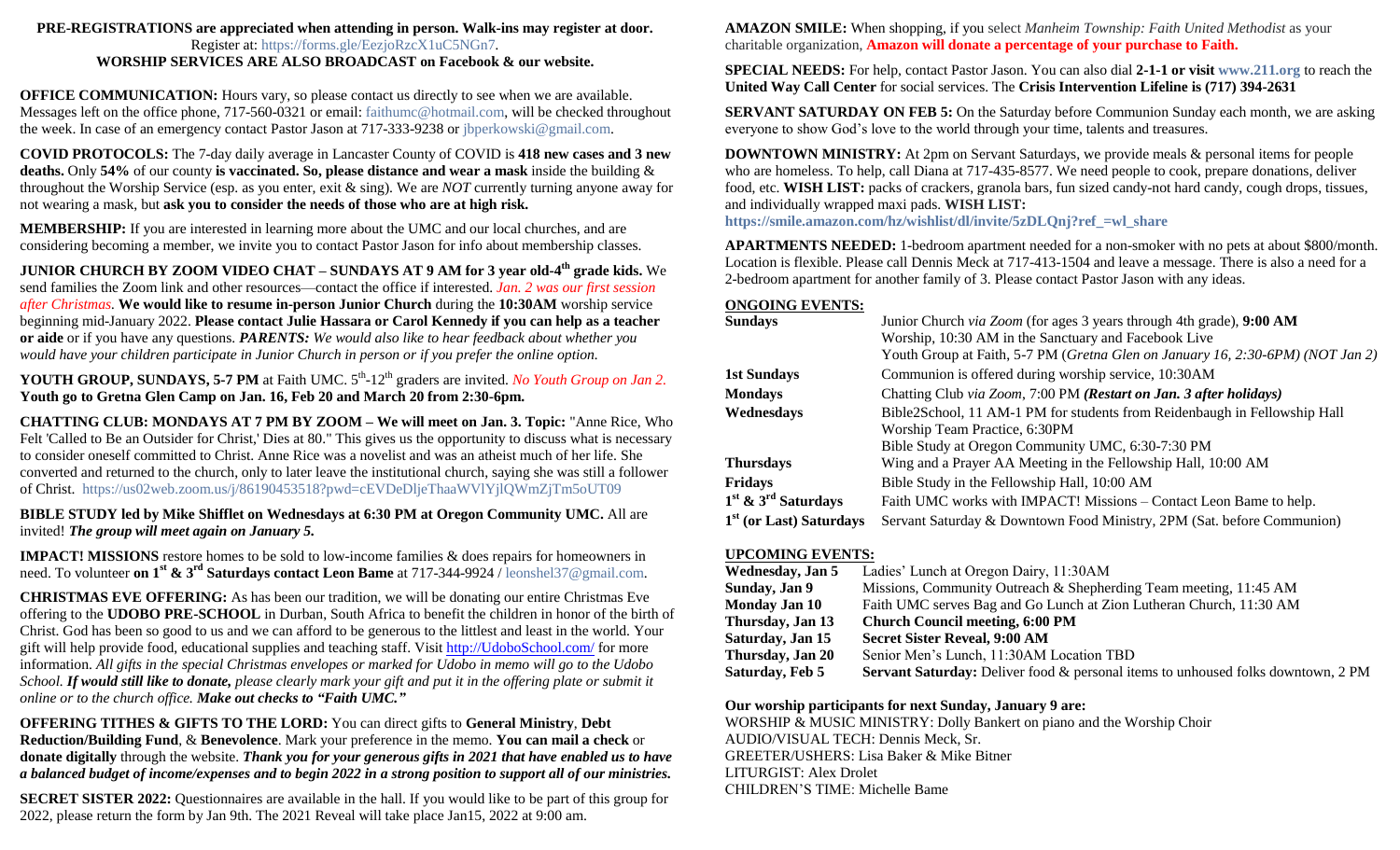**PRE-REGISTRATIONS are appreciated when attending in person. Walk-ins may register at door.**
Register at: https://forms.gle/EezjoRzcX1uC5NGn7.
**WORSHIP SERVICES ARE ALSO BROADCAST on Facebook & our website.**

**OFFICE COMMUNICATION:** Hours vary, so please contact us directly to see when we are available. Messages left on the office phone, 717-560-0321 or email: faithumc@hotmail.com, will be checked throughout the week. In case of an emergency contact Pastor Jason at 717-333-9238 or jbperkowski@gmail.com.

**COVID PROTOCOLS:** The 7-day daily average in Lancaster County of COVID is **418 new cases and 3 new deaths.** Only **54%** of our county **is vaccinated. So, please distance and wear a mask** inside the building & throughout the Worship Service (esp. as you enter, exit & sing). We are *NOT* currently turning anyone away for not wearing a mask, but **ask you to consider the needs of those who are at high risk.**

**MEMBERSHIP:** If you are interested in learning more about the UMC and our local churches, and are considering becoming a member, we invite you to contact Pastor Jason for info about membership classes.

**JUNIOR CHURCH BY ZOOM VIDEO CHAT – SUNDAYS AT 9 AM for 3 year old-4th grade kids.** We send families the Zoom link and other resources—contact the office if interested. *Jan. 2 was our first session after Christmas.* **We would like to resume in-person Junior Church** during the **10:30AM** worship service beginning mid-January 2022. **Please contact Julie Hassara or Carol Kennedy if you can help as a teacher or aide** or if you have any questions. ***PARENTS:*** *We would also like to hear feedback about whether you would have your children participate in Junior Church in person or if you prefer the online option.*

**YOUTH GROUP, SUNDAYS, 5-7 PM** at Faith UMC. 5th-12th graders are invited. *No Youth Group on Jan 2.* **Youth go to Gretna Glen Camp on Jan. 16, Feb 20 and March 20 from 2:30-6pm.**

**CHATTING CLUB: MONDAYS AT 7 PM BY ZOOM – We will meet on Jan. 3. Topic:** "Anne Rice, Who Felt 'Called to Be an Outsider for Christ,' Dies at 80." This gives us the opportunity to discuss what is necessary to consider oneself committed to Christ. Anne Rice was a novelist and was an atheist much of her life. She converted and returned to the church, only to later leave the institutional church, saying she was still a follower of Christ. https://us02web.zoom.us/j/86190453518?pwd=cEVDeDljeThaaWVlYjlQWmZjTm5oUT09

**BIBLE STUDY led by Mike Shifflet on Wednesdays at 6:30 PM at Oregon Community UMC.** All are invited! ***The group will meet again on January 5.***

**IMPACT! MISSIONS** restore homes to be sold to low-income families & does repairs for homeowners in need. To volunteer **on 1st & 3rd Saturdays contact Leon Bame** at 717-344-9924 / leonshel37@gmail.com.

**CHRISTMAS EVE OFFERING:** As has been our tradition, we will be donating our entire Christmas Eve offering to the **UDOBO PRE-SCHOOL** in Durban, South Africa to benefit the children in honor of the birth of Christ. God has been so good to us and we can afford to be generous to the littlest and least in the world. Your gift will help provide food, educational supplies and teaching staff. Visit http://UdoboSchool.com/ for more information. *All gifts in the special Christmas envelopes or marked for Udobo in memo will go to the Udobo School.* ***If would still like to donate,*** *please clearly mark your gift and put it in the offering plate or submit it online or to the church office.* ***Make out checks to "Faith UMC."***

**OFFERING TITHES & GIFTS TO THE LORD:** You can direct gifts to **General Ministry**, **Debt Reduction/Building Fund**, & **Benevolence**. Mark your preference in the memo. **You can mail a check** or **donate digitally** through the website. ***Thank you for your generous gifts in 2021 that have enabled us to have a balanced budget of income/expenses and to begin 2022 in a strong position to support all of our ministries.***

**SECRET SISTER 2022:** Questionnaires are available in the hall. If you would like to be part of this group for 2022, please return the form by Jan 9th. The 2021 Reveal will take place Jan15, 2022 at 9:00 am.

**AMAZON SMILE:** When shopping, if you select *Manheim Township: Faith United Methodist* as your charitable organization, **Amazon will donate a percentage of your purchase to Faith.**

**SPECIAL NEEDS:** For help, contact Pastor Jason. You can also dial **2-1-1 or visit www.211.org** to reach the **United Way Call Center** for social services. The **Crisis Intervention Lifeline is (717) 394-2631**

**SERVANT SATURDAY ON FEB 5:** On the Saturday before Communion Sunday each month, we are asking everyone to show God's love to the world through your time, talents and treasures.

**DOWNTOWN MINISTRY:** At 2pm on Servant Saturdays, we provide meals & personal items for people who are homeless. To help, call Diana at 717-435-8577. We need people to cook, prepare donations, deliver food, etc. **WISH LIST:** packs of crackers, granola bars, fun sized candy-not hard candy, cough drops, tissues, and individually wrapped maxi pads. **WISH LIST:**
**https://smile.amazon.com/hz/wishlist/dl/invite/5zDLQnj?ref_=wl_share**

**APARTMENTS NEEDED:** 1-bedroom apartment needed for a non-smoker with no pets at about $800/month. Location is flexible. Please call Dennis Meck at 717-413-1504 and leave a message. There is also a need for a 2-bedroom apartment for another family of 3. Please contact Pastor Jason with any ideas.

**ONGOING EVENTS:**

| | |
|---|---|
| **Sundays** | Junior Church *via Zoom* (for ages 3 years through 4th grade), **9:00 AM** |
| | Worship, 10:30 AM in the Sanctuary and Facebook Live |
| | Youth Group at Faith, 5-7 PM (*Gretna Glen on January 16, 2:30-6PM) (NOT Jan 2)* |
| **1st Sundays** | Communion is offered during worship service, 10:30AM |
| **Mondays** | Chatting Club *via Zoom*, 7:00 PM ***(Restart on Jan. 3 after holidays)*** |
| **Wednesdays** | Bible2School, 11 AM-1 PM for students from Reidenbaugh in Fellowship Hall |
| | Worship Team Practice, 6:30PM |
| | Bible Study at Oregon Community UMC, 6:30-7:30 PM |
| **Thursdays** | Wing and a Prayer AA Meeting in the Fellowship Hall, 10:00 AM |
| **Fridays** | Bible Study in the Fellowship Hall, 10:00 AM |
| **1st & 3rd Saturdays** | Faith UMC works with IMPACT! Missions – Contact Leon Bame to help. |
| **1st (or Last) Saturdays** | Servant Saturday & Downtown Food Ministry, 2PM (Sat. before Communion) |

**UPCOMING EVENTS:**

| | |
|---|---|
| **Wednesday, Jan 5** | Ladies' Lunch at Oregon Dairy, 11:30AM |
| **Sunday, Jan 9** | Missions, Community Outreach & Shepherding Team meeting, 11:45 AM |
| **Monday Jan 10** | Faith UMC serves Bag and Go Lunch at Zion Lutheran Church, 11:30 AM |
| **Thursday, Jan 13** | **Church Council meeting, 6:00 PM** |
| **Saturday, Jan 15** | **Secret Sister Reveal, 9:00 AM** |
| **Thursday, Jan 20** | Senior Men's Lunch, 11:30AM Location TBD |
| **Saturday, Feb 5** | **Servant Saturday:** Deliver food & personal items to unhoused folks downtown, 2 PM |

**Our worship participants for next Sunday, January 9 are:**
WORSHIP & MUSIC MINISTRY: Dolly Bankert on piano and the Worship Choir
AUDIO/VISUAL TECH: Dennis Meck, Sr.
GREETER/USHERS: Lisa Baker & Mike Bitner
LITURGIST: Alex Drolet
CHILDREN'S TIME: Michelle Bame